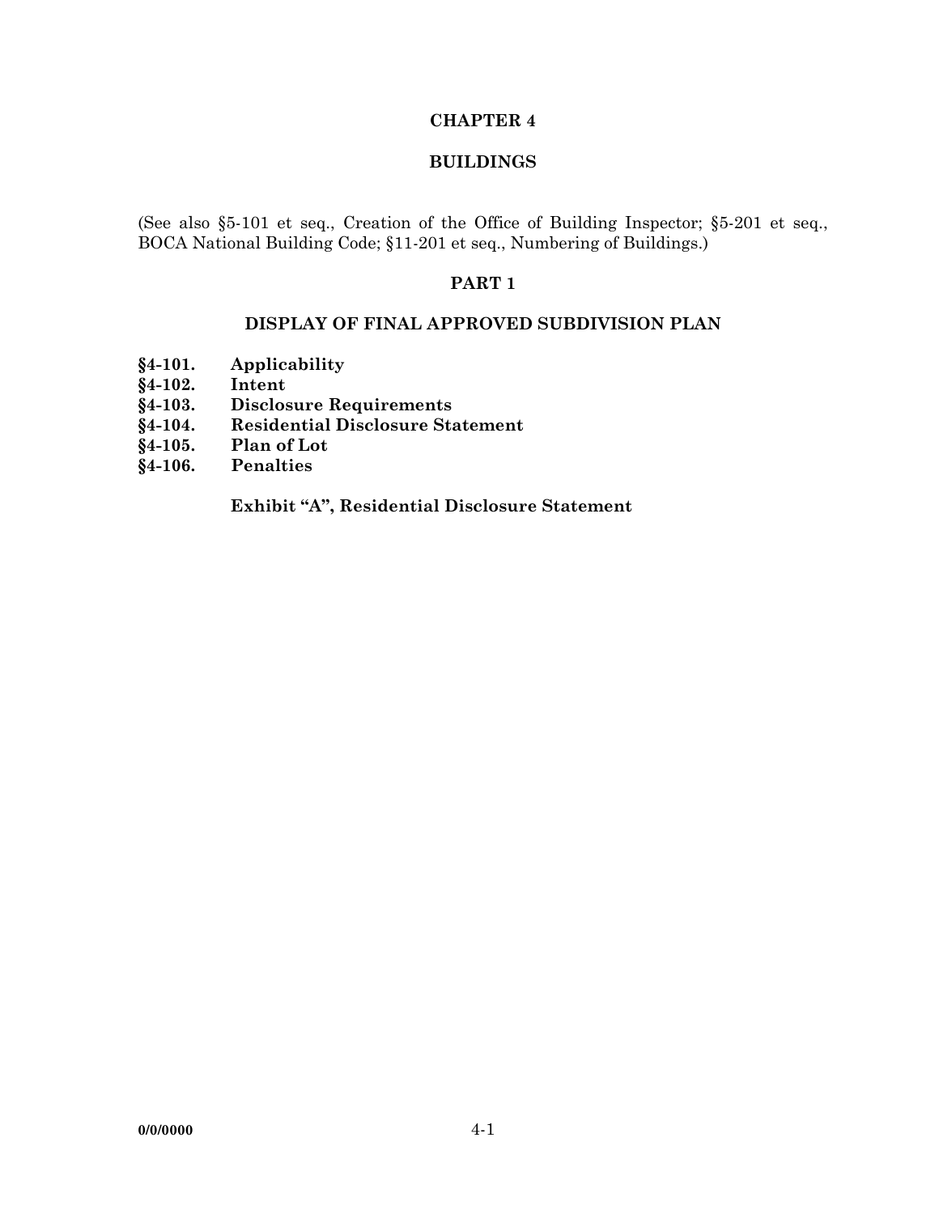# CHAPTER 4

# BUILDINGS

(See also §5-101 et seq., Creation of the Office of Building Inspector; §5-201 et seq., BOCA National Building Code; §11-201 et seq., Numbering of Buildings.)

## PART 1

## DISPLAY OF FINAL APPROVED SUBDIVISION PLAN

**§4-101. Applicability**
**§4-102. Intent**
**§4-103. Disclosure Requirements**
**§4-104. Residential Disclosure Statement**
**§4-105. Plan of Lot**
**§4-106. Penalties**

**Exhibit "A", Residential Disclosure Statement**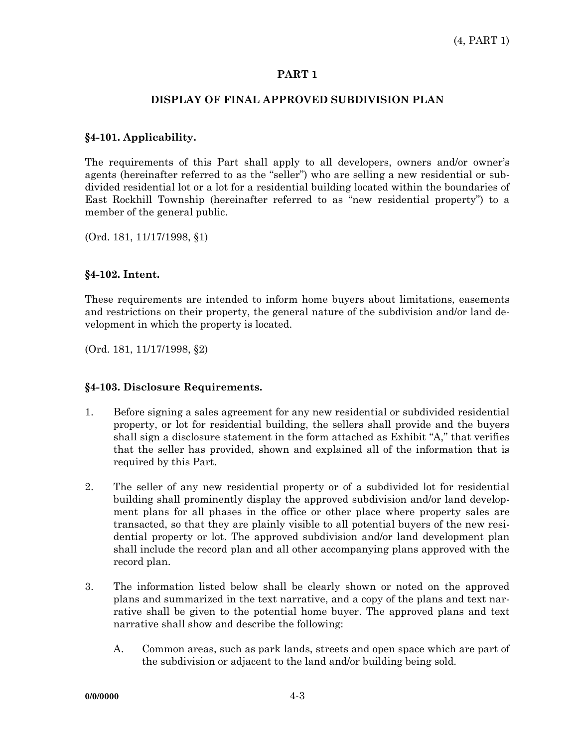# PART 1

## DISPLAY OF FINAL APPROVED SUBDIVISION PLAN

### §4-101. Applicability.

The requirements of this Part shall apply to all developers, owners and/or owner's agents (hereinafter referred to as the "seller") who are selling a new residential or subdivided residential lot or a lot for a residential building located within the boundaries of East Rockhill Township (hereinafter referred to as "new residential property") to a member of the general public.

(Ord. 181, 11/17/1998, §1)

### §4-102. Intent.

These requirements are intended to inform home buyers about limitations, easements and restrictions on their property, the general nature of the subdivision and/or land development in which the property is located.

(Ord. 181, 11/17/1998, §2)

### §4-103. Disclosure Requirements.

1. Before signing a sales agreement for any new residential or subdivided residential property, or lot for residential building, the sellers shall provide and the buyers shall sign a disclosure statement in the form attached as Exhibit "A," that verifies that the seller has provided, shown and explained all of the information that is required by this Part.

2. The seller of any new residential property or of a subdivided lot for residential building shall prominently display the approved subdivision and/or land development plans for all phases in the office or other place where property sales are transacted, so that they are plainly visible to all potential buyers of the new residential property or lot. The approved subdivision and/or land development plan shall include the record plan and all other accompanying plans approved with the record plan.

3. The information listed below shall be clearly shown or noted on the approved plans and summarized in the text narrative, and a copy of the plans and text narrative shall be given to the potential home buyer. The approved plans and text narrative shall show and describe the following:

    A. Common areas, such as park lands, streets and open space which are part of the subdivision or adjacent to the land and/or building being sold.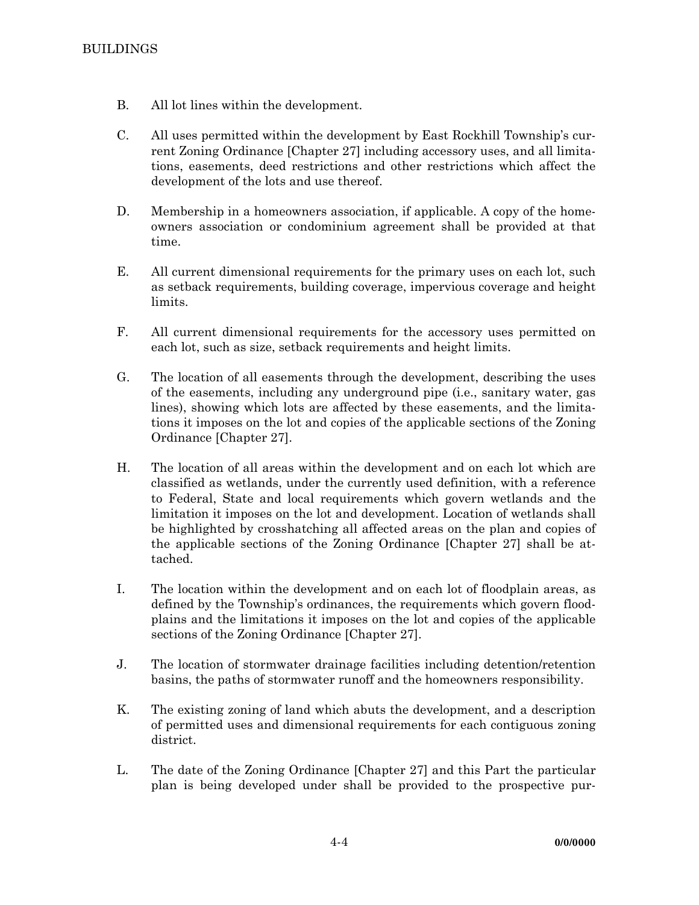B. All lot lines within the development.

C. All uses permitted within the development by East Rockhill Township's current Zoning Ordinance [Chapter 27] including accessory uses, and all limitations, easements, deed restrictions and other restrictions which affect the development of the lots and use thereof.

D. Membership in a homeowners association, if applicable. A copy of the homeowners association or condominium agreement shall be provided at that time.

E. All current dimensional requirements for the primary uses on each lot, such as setback requirements, building coverage, impervious coverage and height limits.

F. All current dimensional requirements for the accessory uses permitted on each lot, such as size, setback requirements and height limits.

G. The location of all easements through the development, describing the uses of the easements, including any underground pipe (i.e., sanitary water, gas lines), showing which lots are affected by these easements, and the limitations it imposes on the lot and copies of the applicable sections of the Zoning Ordinance [Chapter 27].

H. The location of all areas within the development and on each lot which are classified as wetlands, under the currently used definition, with a reference to Federal, State and local requirements which govern wetlands and the limitation it imposes on the lot and development. Location of wetlands shall be highlighted by crosshatching all affected areas on the plan and copies of the applicable sections of the Zoning Ordinance [Chapter 27] shall be attached.

I. The location within the development and on each lot of floodplain areas, as defined by the Township's ordinances, the requirements which govern floodplains and the limitations it imposes on the lot and copies of the applicable sections of the Zoning Ordinance [Chapter 27].

J. The location of stormwater drainage facilities including detention/retention basins, the paths of stormwater runoff and the homeowners responsibility.

K. The existing zoning of land which abuts the development, and a description of permitted uses and dimensional requirements for each contiguous zoning district.

L. The date of the Zoning Ordinance [Chapter 27] and this Part the particular plan is being developed under shall be provided to the prospective pur-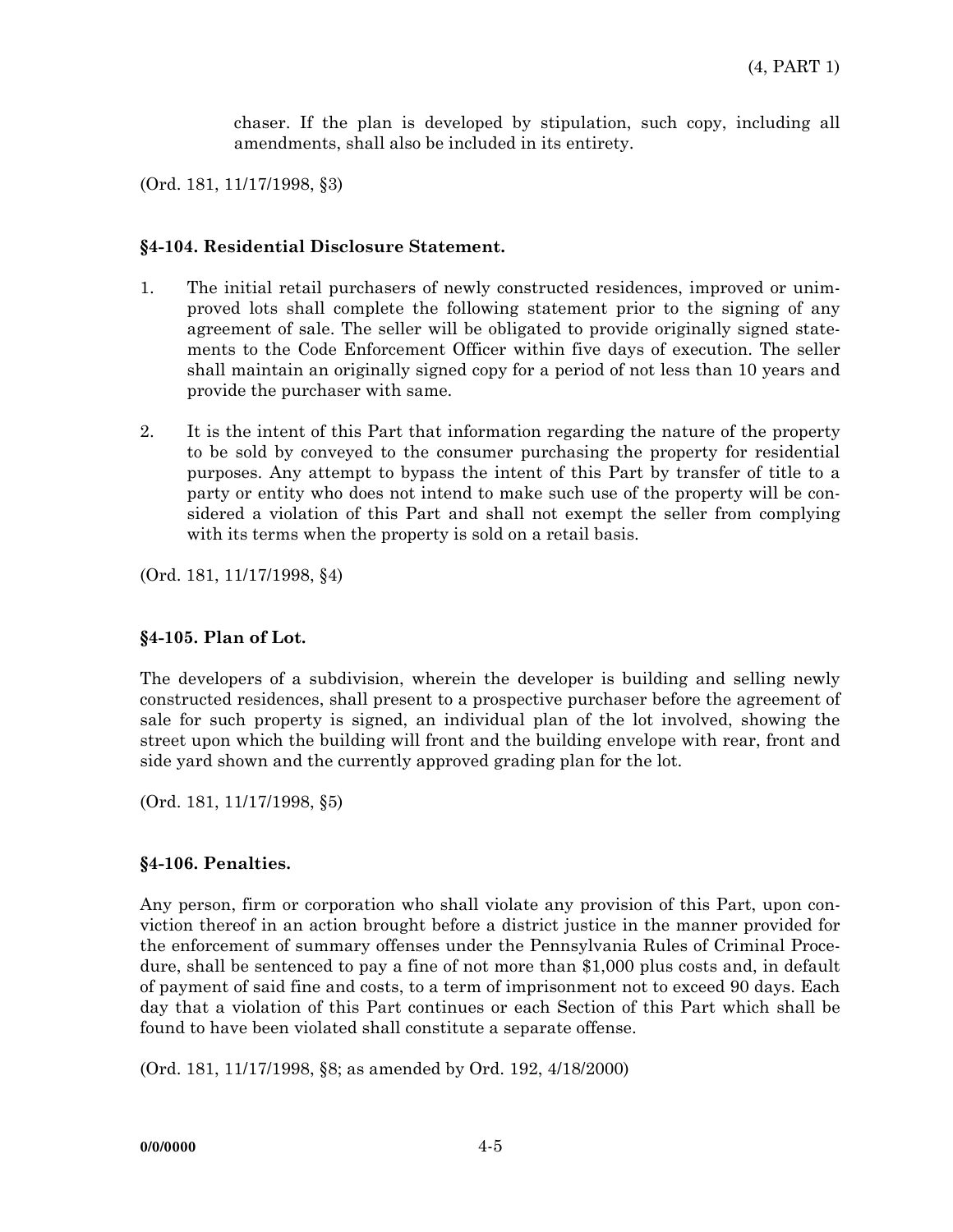chaser. If the plan is developed by stipulation, such copy, including all amendments, shall also be included in its entirety.

(Ord. 181, 11/17/1998, §3)

### §4-104. Residential Disclosure Statement.

1. The initial retail purchasers of newly constructed residences, improved or unimproved lots shall complete the following statement prior to the signing of any agreement of sale. The seller will be obligated to provide originally signed statements to the Code Enforcement Officer within five days of execution. The seller shall maintain an originally signed copy for a period of not less than 10 years and provide the purchaser with same.

2. It is the intent of this Part that information regarding the nature of the property to be sold by conveyed to the consumer purchasing the property for residential purposes. Any attempt to bypass the intent of this Part by transfer of title to a party or entity who does not intend to make such use of the property will be considered a violation of this Part and shall not exempt the seller from complying with its terms when the property is sold on a retail basis.

(Ord. 181, 11/17/1998, §4)

### §4-105. Plan of Lot.

The developers of a subdivision, wherein the developer is building and selling newly constructed residences, shall present to a prospective purchaser before the agreement of sale for such property is signed, an individual plan of the lot involved, showing the street upon which the building will front and the building envelope with rear, front and side yard shown and the currently approved grading plan for the lot.

(Ord. 181, 11/17/1998, §5)

### §4-106. Penalties.

Any person, firm or corporation who shall violate any provision of this Part, upon conviction thereof in an action brought before a district justice in the manner provided for the enforcement of summary offenses under the Pennsylvania Rules of Criminal Procedure, shall be sentenced to pay a fine of not more than $1,000 plus costs and, in default of payment of said fine and costs, to a term of imprisonment not to exceed 90 days. Each day that a violation of this Part continues or each Section of this Part which shall be found to have been violated shall constitute a separate offense.

(Ord. 181, 11/17/1998, §8; as amended by Ord. 192, 4/18/2000)